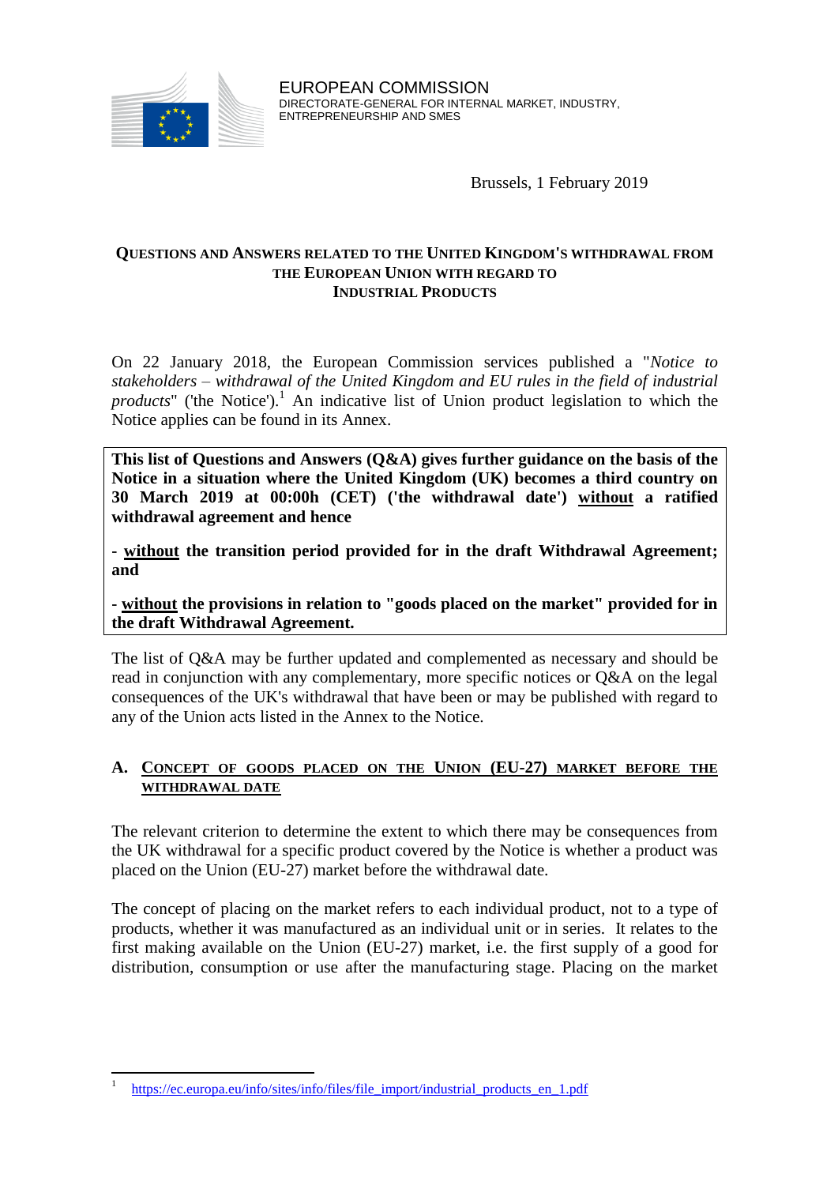EUROPEAN COMMISSION
DIRECTORATE-GENERAL FOR INTERNAL MARKET, INDUSTRY, ENTREPRENEURSHIP AND SMES

Brussels, 1 February 2019

# QUESTIONS AND ANSWERS RELATED TO THE UNITED KINGDOM'S WITHDRAWAL FROM THE EUROPEAN UNION WITH REGARD TO INDUSTRIAL PRODUCTS

On 22 January 2018, the European Commission services published a "*Notice to stakeholders – withdrawal of the United Kingdom and EU rules in the field of industrial products*" ('the Notice').[1] An indicative list of Union product legislation to which the Notice applies can be found in its Annex.

**This list of Questions and Answers (Q&A) gives further guidance on the basis of the Notice in a situation where the United Kingdom (UK) becomes a third country on 30 March 2019 at 00:00h (CET) ('the withdrawal date') <u>without</u> a ratified withdrawal agreement and hence**

**- <u>without</u> the transition period provided for in the draft Withdrawal Agreement; and**

**- <u>without</u> the provisions in relation to "goods placed on the market" provided for in the draft Withdrawal Agreement.**

The list of Q&A may be further updated and complemented as necessary and should be read in conjunction with any complementary, more specific notices or Q&A on the legal consequences of the UK's withdrawal that have been or may be published with regard to any of the Union acts listed in the Annex to the Notice.

## A. CONCEPT OF GOODS PLACED ON THE UNION (EU-27) MARKET BEFORE THE WITHDRAWAL DATE

The relevant criterion to determine the extent to which there may be consequences from the UK withdrawal for a specific product covered by the Notice is whether a product was placed on the Union (EU-27) market before the withdrawal date.

The concept of placing on the market refers to each individual product, not to a type of products, whether it was manufactured as an individual unit or in series. It relates to the first making available on the Union (EU-27) market, i.e. the first supply of a good for distribution, consumption or use after the manufacturing stage. Placing on the market

[1] https://ec.europa.eu/info/sites/info/files/file_import/industrial_products_en_1.pdf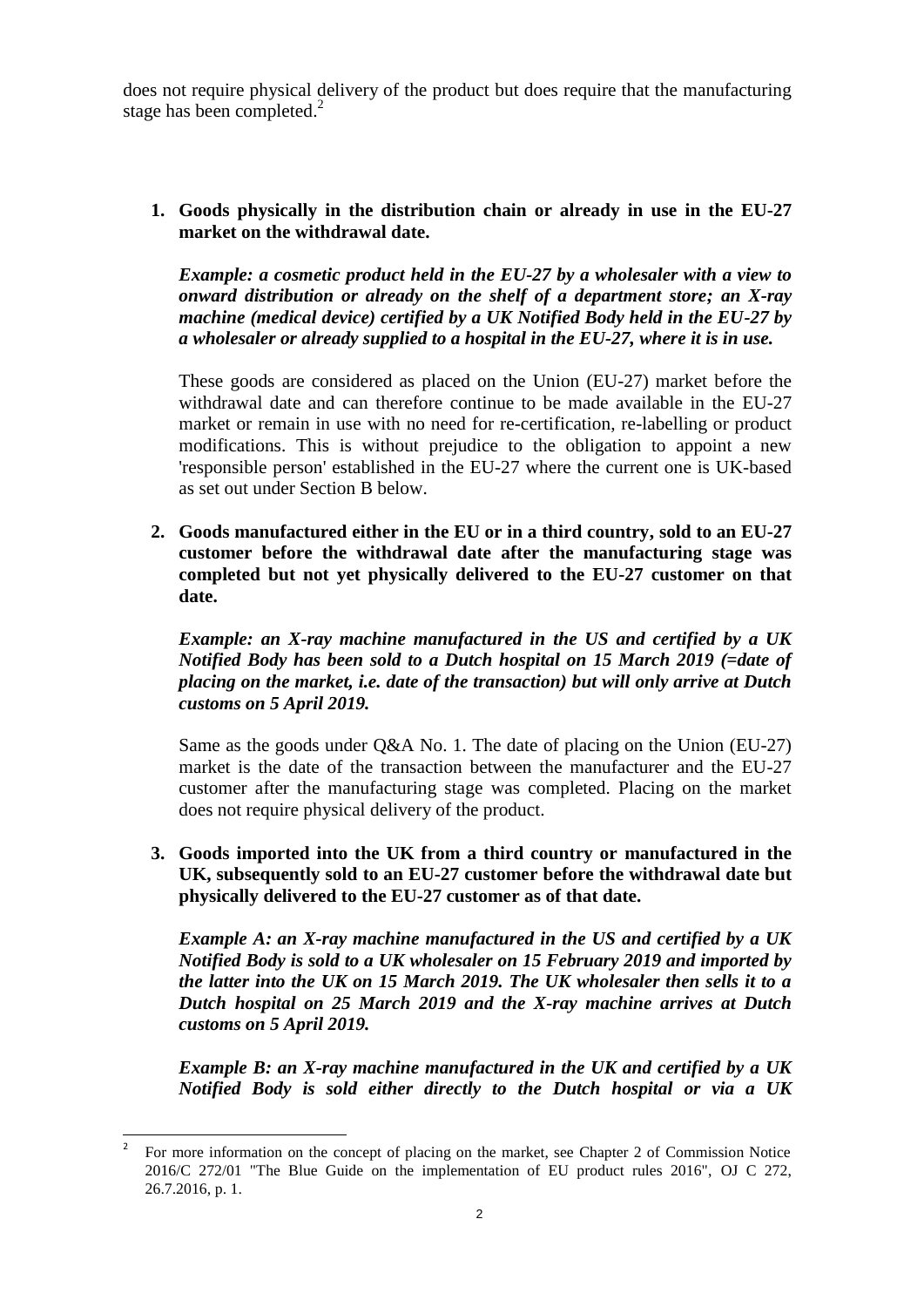does not require physical delivery of the product but does require that the manufacturing stage has been completed.[2]

1. **Goods physically in the distribution chain or already in use in the EU-27 market on the withdrawal date.**

   ***Example: a cosmetic product held in the EU-27 by a wholesaler with a view to onward distribution or already on the shelf of a department store; an X-ray machine (medical device) certified by a UK Notified Body held in the EU-27 by a wholesaler or already supplied to a hospital in the EU-27, where it is in use.***

   These goods are considered as placed on the Union (EU-27) market before the withdrawal date and can therefore continue to be made available in the EU-27 market or remain in use with no need for re-certification, re-labelling or product modifications. This is without prejudice to the obligation to appoint a new 'responsible person' established in the EU-27 where the current one is UK-based as set out under Section B below.

2. **Goods manufactured either in the EU or in a third country, sold to an EU-27 customer before the withdrawal date after the manufacturing stage was completed but not yet physically delivered to the EU-27 customer on that date.**

   ***Example: an X-ray machine manufactured in the US and certified by a UK Notified Body has been sold to a Dutch hospital on 15 March 2019 (=date of placing on the market, i.e. date of the transaction) but will only arrive at Dutch customs on 5 April 2019.***

   Same as the goods under Q&A No. 1. The date of placing on the Union (EU-27) market is the date of the transaction between the manufacturer and the EU-27 customer after the manufacturing stage was completed. Placing on the market does not require physical delivery of the product.

3. **Goods imported into the UK from a third country or manufactured in the UK, subsequently sold to an EU-27 customer before the withdrawal date but physically delivered to the EU-27 customer as of that date.**

   ***Example A: an X-ray machine manufactured in the US and certified by a UK Notified Body is sold to a UK wholesaler on 15 February 2019 and imported by the latter into the UK on 15 March 2019. The UK wholesaler then sells it to a Dutch hospital on 25 March 2019 and the X-ray machine arrives at Dutch customs on 5 April 2019.***

   ***Example B: an X-ray machine manufactured in the UK and certified by a UK Notified Body is sold either directly to the Dutch hospital or via a UK***

[2] For more information on the concept of placing on the market, see Chapter 2 of Commission Notice 2016/C 272/01 "The Blue Guide on the implementation of EU product rules 2016", OJ C 272, 26.7.2016, p. 1.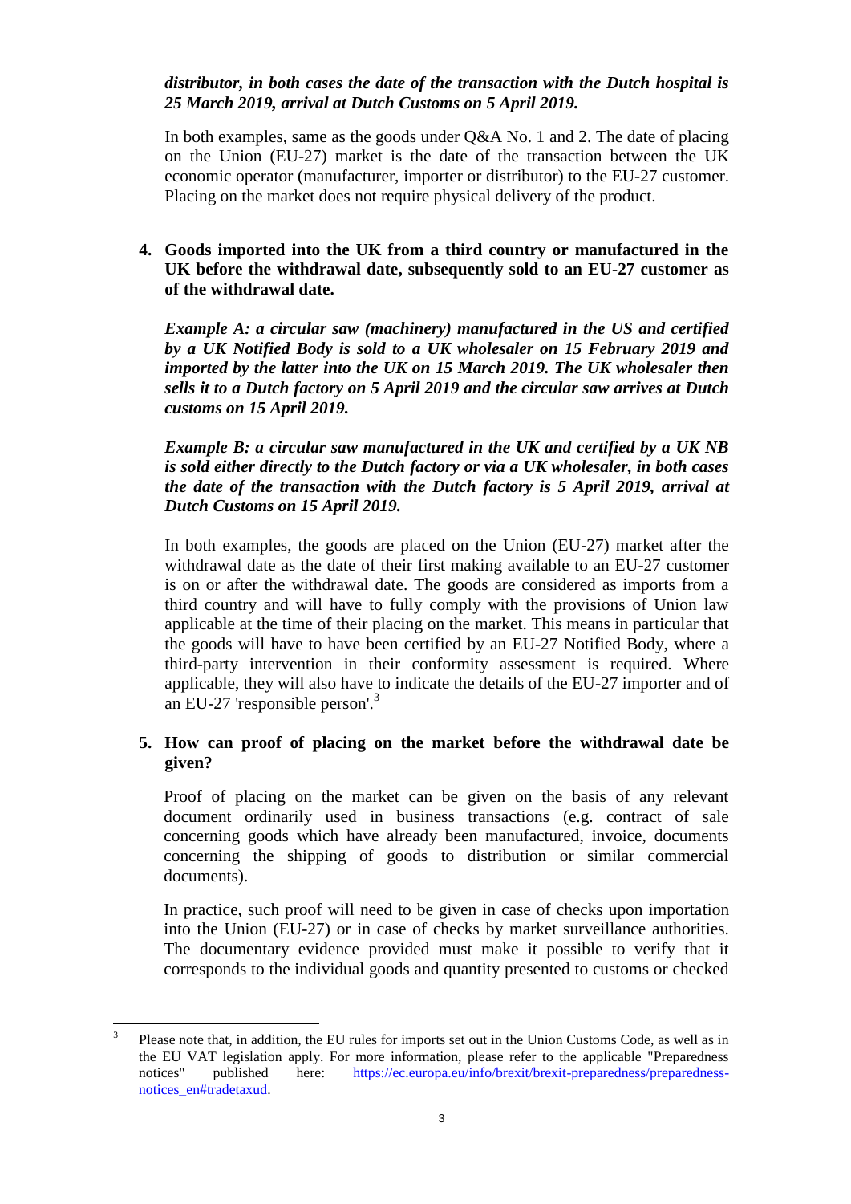***distributor, in both cases the date of the transaction with the Dutch hospital is 25 March 2019, arrival at Dutch Customs on 5 April 2019.***

In both examples, same as the goods under Q&A No. 1 and 2. The date of placing on the Union (EU-27) market is the date of the transaction between the UK economic operator (manufacturer, importer or distributor) to the EU-27 customer. Placing on the market does not require physical delivery of the product.

**4. Goods imported into the UK from a third country or manufactured in the UK before the withdrawal date, subsequently sold to an EU-27 customer as of the withdrawal date.**

***Example A: a circular saw (machinery) manufactured in the US and certified by a UK Notified Body is sold to a UK wholesaler on 15 February 2019 and imported by the latter into the UK on 15 March 2019. The UK wholesaler then sells it to a Dutch factory on 5 April 2019 and the circular saw arrives at Dutch customs on 15 April 2019.***

***Example B: a circular saw manufactured in the UK and certified by a UK NB is sold either directly to the Dutch factory or via a UK wholesaler, in both cases the date of the transaction with the Dutch factory is 5 April 2019, arrival at Dutch Customs on 15 April 2019.***

In both examples, the goods are placed on the Union (EU-27) market after the withdrawal date as the date of their first making available to an EU-27 customer is on or after the withdrawal date. The goods are considered as imports from a third country and will have to fully comply with the provisions of Union law applicable at the time of their placing on the market. This means in particular that the goods will have to have been certified by an EU-27 Notified Body, where a third-party intervention in their conformity assessment is required. Where applicable, they will also have to indicate the details of the EU-27 importer and of an EU-27 'responsible person'.[3]

**5. How can proof of placing on the market before the withdrawal date be given?**

Proof of placing on the market can be given on the basis of any relevant document ordinarily used in business transactions (e.g. contract of sale concerning goods which have already been manufactured, invoice, documents concerning the shipping of goods to distribution or similar commercial documents).

In practice, such proof will need to be given in case of checks upon importation into the Union (EU-27) or in case of checks by market surveillance authorities. The documentary evidence provided must make it possible to verify that it corresponds to the individual goods and quantity presented to customs or checked

---

[3] Please note that, in addition, the EU rules for imports set out in the Union Customs Code, as well as in the EU VAT legislation apply. For more information, please refer to the applicable "Preparedness notices" published here: https://ec.europa.eu/info/brexit/brexit-preparedness/preparedness-notices_en#tradetaxud.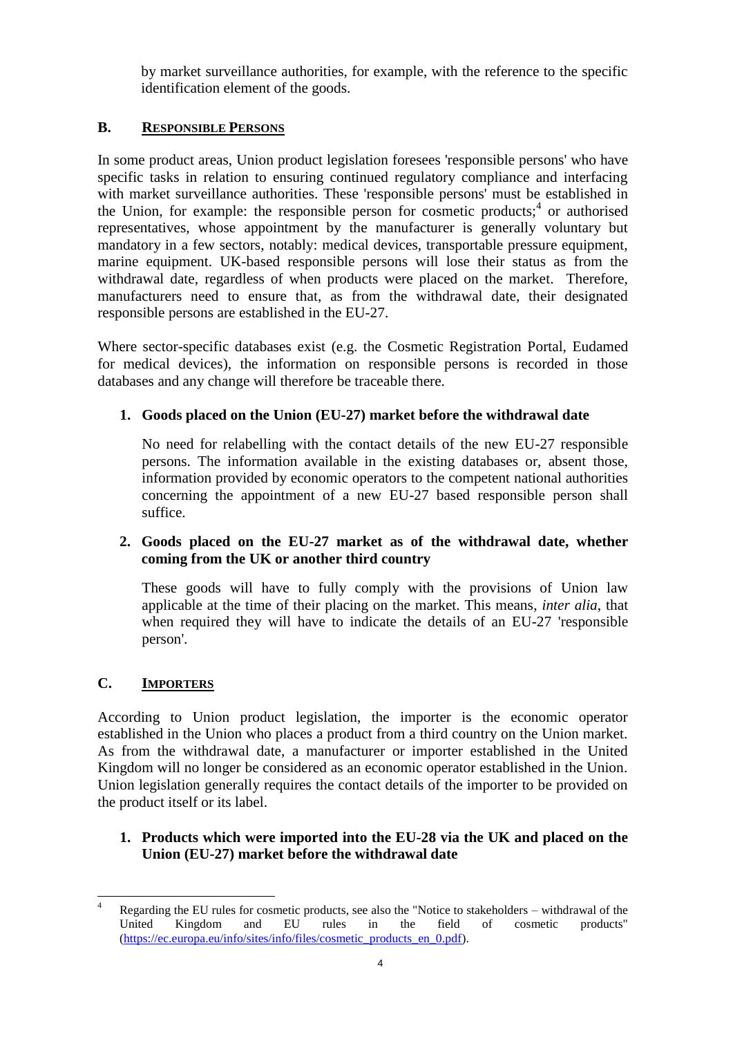by market surveillance authorities, for example, with the reference to the specific identification element of the goods.

## B. RESPONSIBLE PERSONS

In some product areas, Union product legislation foresees 'responsible persons' who have specific tasks in relation to ensuring continued regulatory compliance and interfacing with market surveillance authorities. These 'responsible persons' must be established in the Union, for example: the responsible person for cosmetic products;[4] or authorised representatives, whose appointment by the manufacturer is generally voluntary but mandatory in a few sectors, notably: medical devices, transportable pressure equipment, marine equipment. UK-based responsible persons will lose their status as from the withdrawal date, regardless of when products were placed on the market. Therefore, manufacturers need to ensure that, as from the withdrawal date, their designated responsible persons are established in the EU-27.

Where sector-specific databases exist (e.g. the Cosmetic Registration Portal, Eudamed for medical devices), the information on responsible persons is recorded in those databases and any change will therefore be traceable there.

### 1. Goods placed on the Union (EU-27) market before the withdrawal date

No need for relabelling with the contact details of the new EU-27 responsible persons. The information available in the existing databases or, absent those, information provided by economic operators to the competent national authorities concerning the appointment of a new EU-27 based responsible person shall suffice.

### 2. Goods placed on the EU-27 market as of the withdrawal date, whether coming from the UK or another third country

These goods will have to fully comply with the provisions of Union law applicable at the time of their placing on the market. This means, *inter alia*, that when required they will have to indicate the details of an EU-27 'responsible person'.

## C. IMPORTERS

According to Union product legislation, the importer is the economic operator established in the Union who places a product from a third country on the Union market. As from the withdrawal date, a manufacturer or importer established in the United Kingdom will no longer be considered as an economic operator established in the Union. Union legislation generally requires the contact details of the importer to be provided on the product itself or its label.

### 1. Products which were imported into the EU-28 via the UK and placed on the Union (EU-27) market before the withdrawal date

[4] Regarding the EU rules for cosmetic products, see also the "Notice to stakeholders – withdrawal of the United Kingdom and EU rules in the field of cosmetic products" (https://ec.europa.eu/info/sites/info/files/cosmetic_products_en_0.pdf).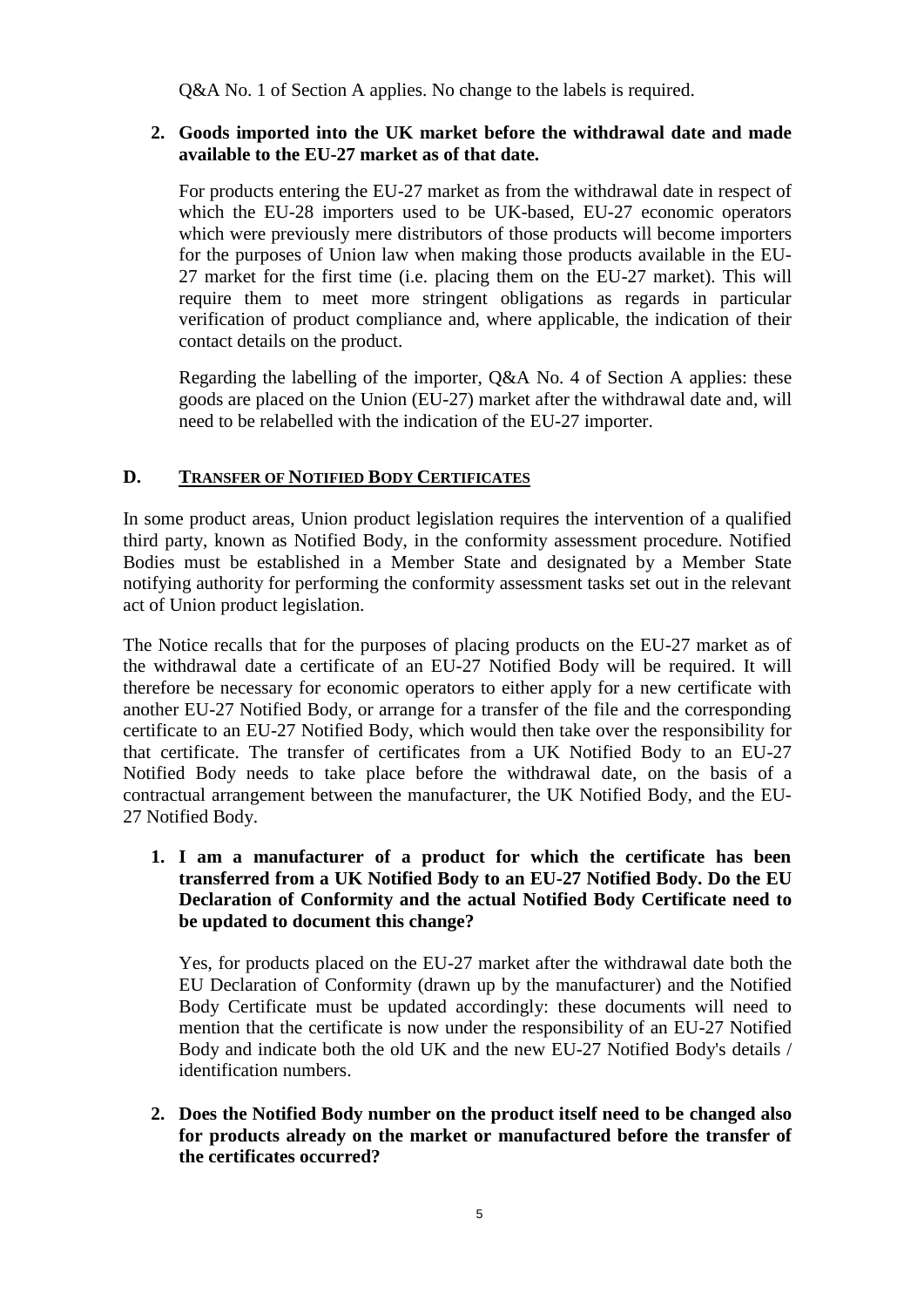Q&A No. 1 of Section A applies. No change to the labels is required.

2. **Goods imported into the UK market before the withdrawal date and made available to the EU-27 market as of that date.**

   For products entering the EU-27 market as from the withdrawal date in respect of which the EU-28 importers used to be UK-based, EU-27 economic operators which were previously mere distributors of those products will become importers for the purposes of Union law when making those products available in the EU-27 market for the first time (i.e. placing them on the EU-27 market). This will require them to meet more stringent obligations as regards in particular verification of product compliance and, where applicable, the indication of their contact details on the product.

   Regarding the labelling of the importer, Q&A No. 4 of Section A applies: these goods are placed on the Union (EU-27) market after the withdrawal date and, will need to be relabelled with the indication of the EU-27 importer.

## D. TRANSFER OF NOTIFIED BODY CERTIFICATES

In some product areas, Union product legislation requires the intervention of a qualified third party, known as Notified Body, in the conformity assessment procedure. Notified Bodies must be established in a Member State and designated by a Member State notifying authority for performing the conformity assessment tasks set out in the relevant act of Union product legislation.

The Notice recalls that for the purposes of placing products on the EU-27 market as of the withdrawal date a certificate of an EU-27 Notified Body will be required. It will therefore be necessary for economic operators to either apply for a new certificate with another EU-27 Notified Body, or arrange for a transfer of the file and the corresponding certificate to an EU-27 Notified Body, which would then take over the responsibility for that certificate. The transfer of certificates from a UK Notified Body to an EU-27 Notified Body needs to take place before the withdrawal date, on the basis of a contractual arrangement between the manufacturer, the UK Notified Body, and the EU-27 Notified Body.

1. **I am a manufacturer of a product for which the certificate has been transferred from a UK Notified Body to an EU-27 Notified Body. Do the EU Declaration of Conformity and the actual Notified Body Certificate need to be updated to document this change?**

   Yes, for products placed on the EU-27 market after the withdrawal date both the EU Declaration of Conformity (drawn up by the manufacturer) and the Notified Body Certificate must be updated accordingly: these documents will need to mention that the certificate is now under the responsibility of an EU-27 Notified Body and indicate both the old UK and the new EU-27 Notified Body's details / identification numbers.

2. **Does the Notified Body number on the product itself need to be changed also for products already on the market or manufactured before the transfer of the certificates occurred?**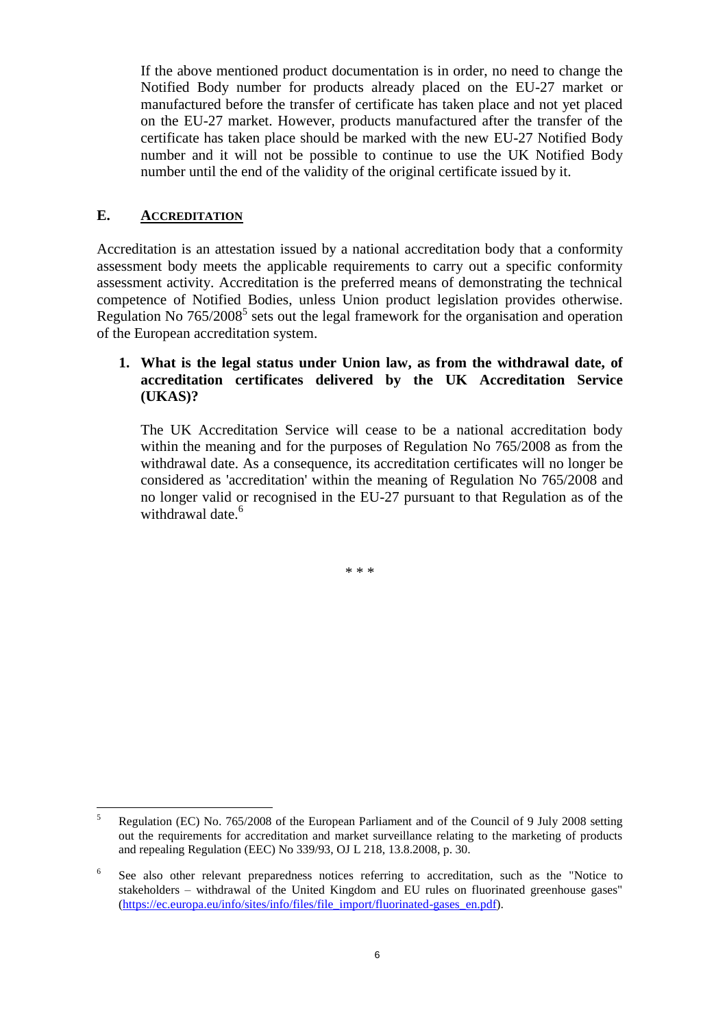If the above mentioned product documentation is in order, no need to change the Notified Body number for products already placed on the EU-27 market or manufactured before the transfer of certificate has taken place and not yet placed on the EU-27 market. However, products manufactured after the transfer of the certificate has taken place should be marked with the new EU-27 Notified Body number and it will not be possible to continue to use the UK Notified Body number until the end of the validity of the original certificate issued by it.

## E. ACCREDITATION

Accreditation is an attestation issued by a national accreditation body that a conformity assessment body meets the applicable requirements to carry out a specific conformity assessment activity. Accreditation is the preferred means of demonstrating the technical competence of Notified Bodies, unless Union product legislation provides otherwise. Regulation No 765/2008[5] sets out the legal framework for the organisation and operation of the European accreditation system.

### 1. What is the legal status under Union law, as from the withdrawal date, of accreditation certificates delivered by the UK Accreditation Service (UKAS)?

The UK Accreditation Service will cease to be a national accreditation body within the meaning and for the purposes of Regulation No 765/2008 as from the withdrawal date. As a consequence, its accreditation certificates will no longer be considered as 'accreditation' within the meaning of Regulation No 765/2008 and no longer valid or recognised in the EU-27 pursuant to that Regulation as of the withdrawal date.[6]

\* \* \*

---

[5] Regulation (EC) No. 765/2008 of the European Parliament and of the Council of 9 July 2008 setting out the requirements for accreditation and market surveillance relating to the marketing of products and repealing Regulation (EEC) No 339/93, OJ L 218, 13.8.2008, p. 30.

[6] See also other relevant preparedness notices referring to accreditation, such as the "Notice to stakeholders – withdrawal of the United Kingdom and EU rules on fluorinated greenhouse gases" (https://ec.europa.eu/info/sites/info/files/file_import/fluorinated-gases_en.pdf).